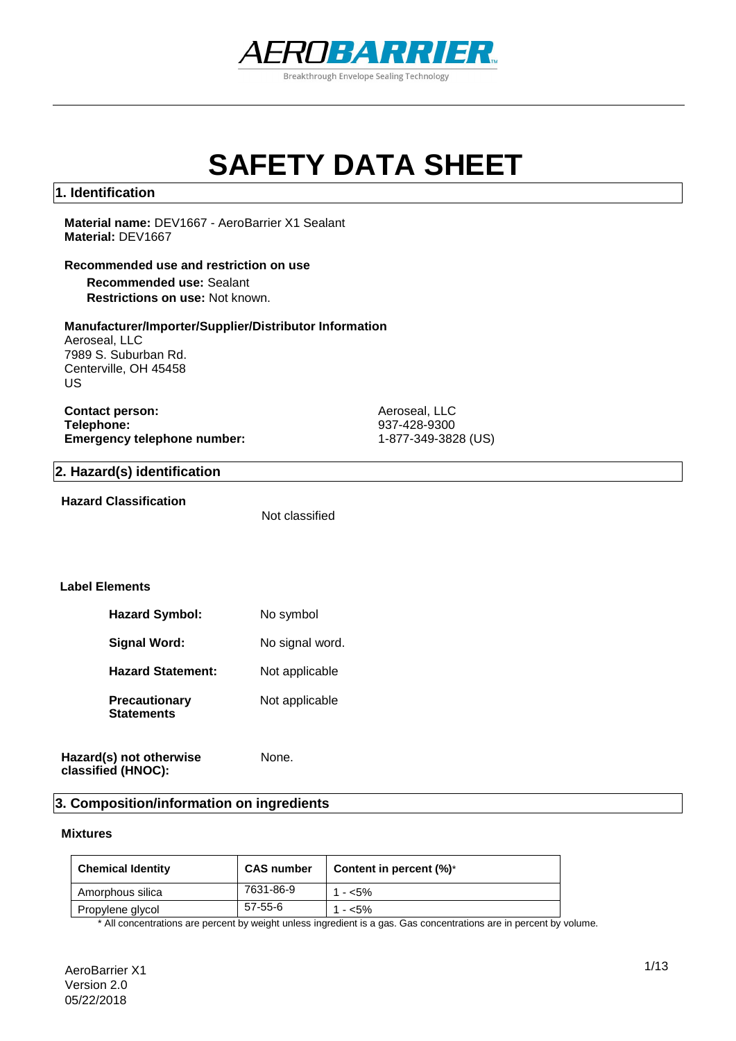AEROBARRIER

Breakthrough Envelope Sealing Technology

# SAFETY DATA SHEET

## 1. Identification

**Material name:** DEV1667 - AeroBarrier X1 Sealant
**Material:** DEV1667

**Recommended use and restriction on use**

**Recommended use:** Sealant
**Restrictions on use:** Not known.

**Manufacturer/Importer/Supplier/Distributor Information**
Aeroseal, LLC
7989 S. Suburban Rd.
Centerville, OH 45458
US

**Contact person:** Aeroseal, LLC
**Telephone:** 937-428-9300
**Emergency telephone number:** 1-877-349-3828 (US)

## 2. Hazard(s) identification

**Hazard Classification** Not classified

**Label Elements**

**Hazard Symbol:** No symbol

**Signal Word:** No signal word.

**Hazard Statement:** Not applicable

**Precautionary Statements** Not applicable

**Hazard(s) not otherwise classified (HNOC):** None.

## 3. Composition/information on ingredients

**Mixtures**

| Chemical Identity | CAS number | Content in percent (%)* |
|---|---|---|
| Amorphous silica | 7631-86-9 | 1 - <5% |
| Propylene glycol | 57-55-6 | 1 - <5% |

* All concentrations are percent by weight unless ingredient is a gas. Gas concentrations are in percent by volume.

AeroBarrier X1
Version 2.0
05/22/2018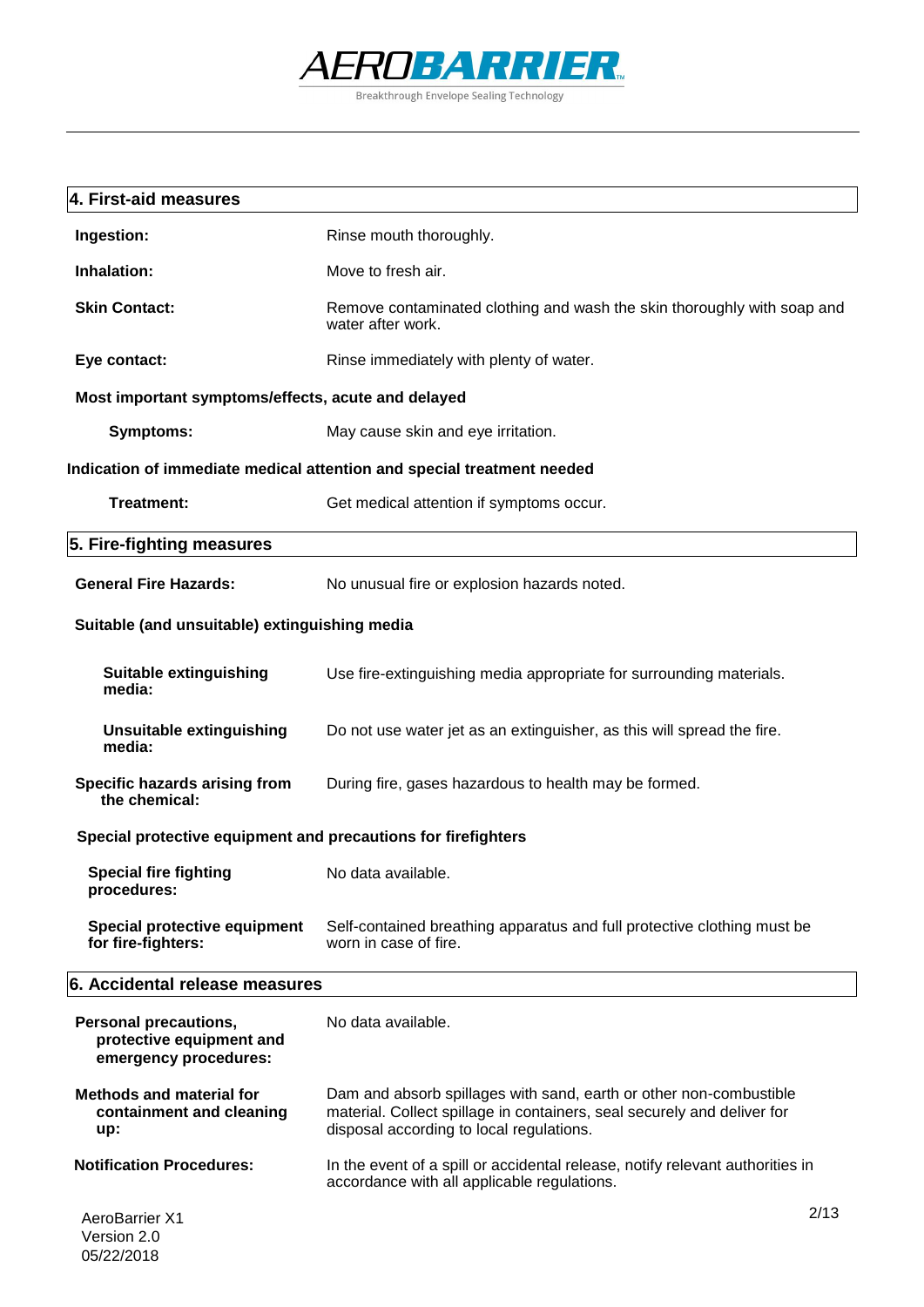## 4. First-aid measures

**Ingestion:** Rinse mouth thoroughly.

**Inhalation:** Move to fresh air.

**Skin Contact:** Remove contaminated clothing and wash the skin thoroughly with soap and water after work.

**Eye contact:** Rinse immediately with plenty of water.

**Most important symptoms/effects, acute and delayed**

**Symptoms:** May cause skin and eye irritation.

**Indication of immediate medical attention and special treatment needed**

**Treatment:** Get medical attention if symptoms occur.

## 5. Fire-fighting measures

**General Fire Hazards:** No unusual fire or explosion hazards noted.

**Suitable (and unsuitable) extinguishing media**

**Suitable extinguishing media:** Use fire-extinguishing media appropriate for surrounding materials.

**Unsuitable extinguishing media:** Do not use water jet as an extinguisher, as this will spread the fire.

**Specific hazards arising from the chemical:** During fire, gases hazardous to health may be formed.

**Special protective equipment and precautions for firefighters**

**Special fire fighting procedures:** No data available.

**Special protective equipment for fire-fighters:** Self-contained breathing apparatus and full protective clothing must be worn in case of fire.

## 6. Accidental release measures

**Personal precautions, protective equipment and emergency procedures:** No data available.

**Methods and material for containment and cleaning up:** Dam and absorb spillages with sand, earth or other non-combustible material. Collect spillage in containers, seal securely and deliver for disposal according to local regulations.

**Notification Procedures:** In the event of a spill or accidental release, notify relevant authorities in accordance with all applicable regulations.

AeroBarrier X1
Version 2.0
05/22/2018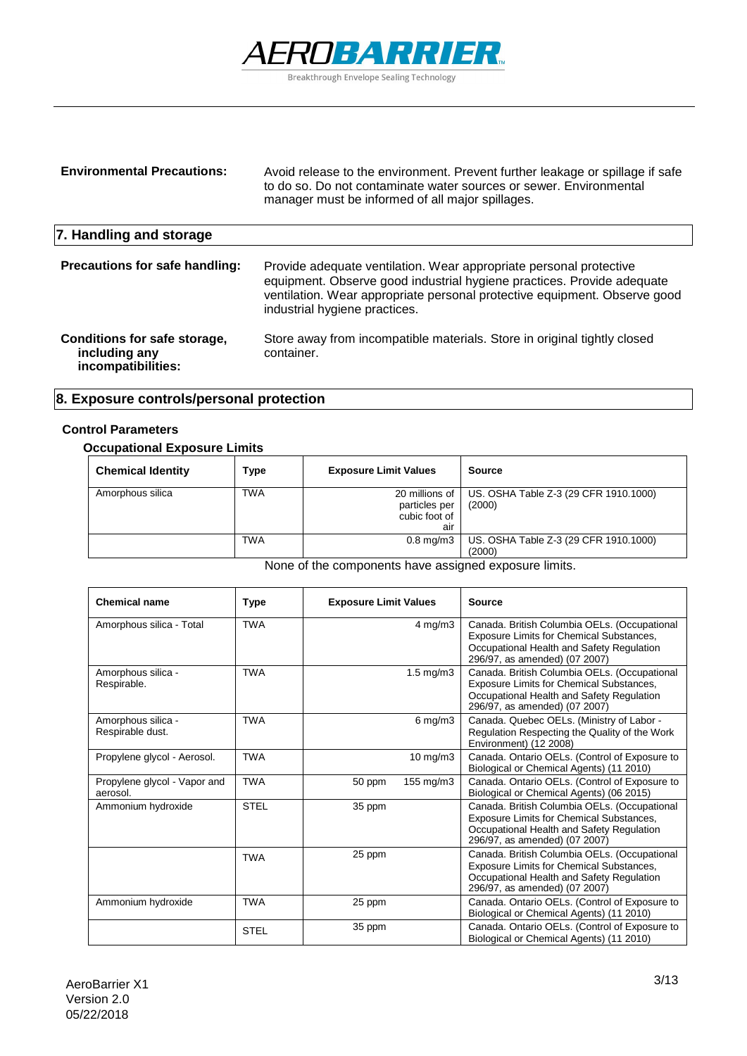**Environmental Precautions:** Avoid release to the environment. Prevent further leakage or spillage if safe to do so. Do not contaminate water sources or sewer. Environmental manager must be informed of all major spillages.

## 7. Handling and storage

**Precautions for safe handling:** Provide adequate ventilation. Wear appropriate personal protective equipment. Observe good industrial hygiene practices. Provide adequate ventilation. Wear appropriate personal protective equipment. Observe good industrial hygiene practices.

**Conditions for safe storage, including any incompatibilities:** Store away from incompatible materials. Store in original tightly closed container.

## 8. Exposure controls/personal protection

### Control Parameters

#### Occupational Exposure Limits

| Chemical Identity | Type | Exposure Limit Values | Source |
|---|---|---|---|
| Amorphous silica | TWA | 20 millions of particles per cubic foot of air | US. OSHA Table Z-3 (29 CFR 1910.1000) (2000) |
| | TWA | 0.8 mg/m3 | US. OSHA Table Z-3 (29 CFR 1910.1000) (2000) |

None of the components have assigned exposure limits.

| Chemical name | Type | Exposure Limit Values | | Source |
|---|---|---|---|---|
| Amorphous silica - Total | TWA | | 4 mg/m3 | Canada. British Columbia OELs. (Occupational Exposure Limits for Chemical Substances, Occupational Health and Safety Regulation 296/97, as amended) (07 2007) |
| Amorphous silica - Respirable. | TWA | | 1.5 mg/m3 | Canada. British Columbia OELs. (Occupational Exposure Limits for Chemical Substances, Occupational Health and Safety Regulation 296/97, as amended) (07 2007) |
| Amorphous silica - Respirable dust. | TWA | | 6 mg/m3 | Canada. Quebec OELs. (Ministry of Labor - Regulation Respecting the Quality of the Work Environment) (12 2008) |
| Propylene glycol - Aerosol. | TWA | | 10 mg/m3 | Canada. Ontario OELs. (Control of Exposure to Biological or Chemical Agents) (11 2010) |
| Propylene glycol - Vapor and aerosol. | TWA | 50 ppm | 155 mg/m3 | Canada. Ontario OELs. (Control of Exposure to Biological or Chemical Agents) (06 2015) |
| Ammonium hydroxide | STEL | 35 ppm | | Canada. British Columbia OELs. (Occupational Exposure Limits for Chemical Substances, Occupational Health and Safety Regulation 296/97, as amended) (07 2007) |
| | TWA | 25 ppm | | Canada. British Columbia OELs. (Occupational Exposure Limits for Chemical Substances, Occupational Health and Safety Regulation 296/97, as amended) (07 2007) |
| Ammonium hydroxide | TWA | 25 ppm | | Canada. Ontario OELs. (Control of Exposure to Biological or Chemical Agents) (11 2010) |
| | STEL | 35 ppm | | Canada. Ontario OELs. (Control of Exposure to Biological or Chemical Agents) (11 2010) |

AeroBarrier X1
Version 2.0
05/22/2018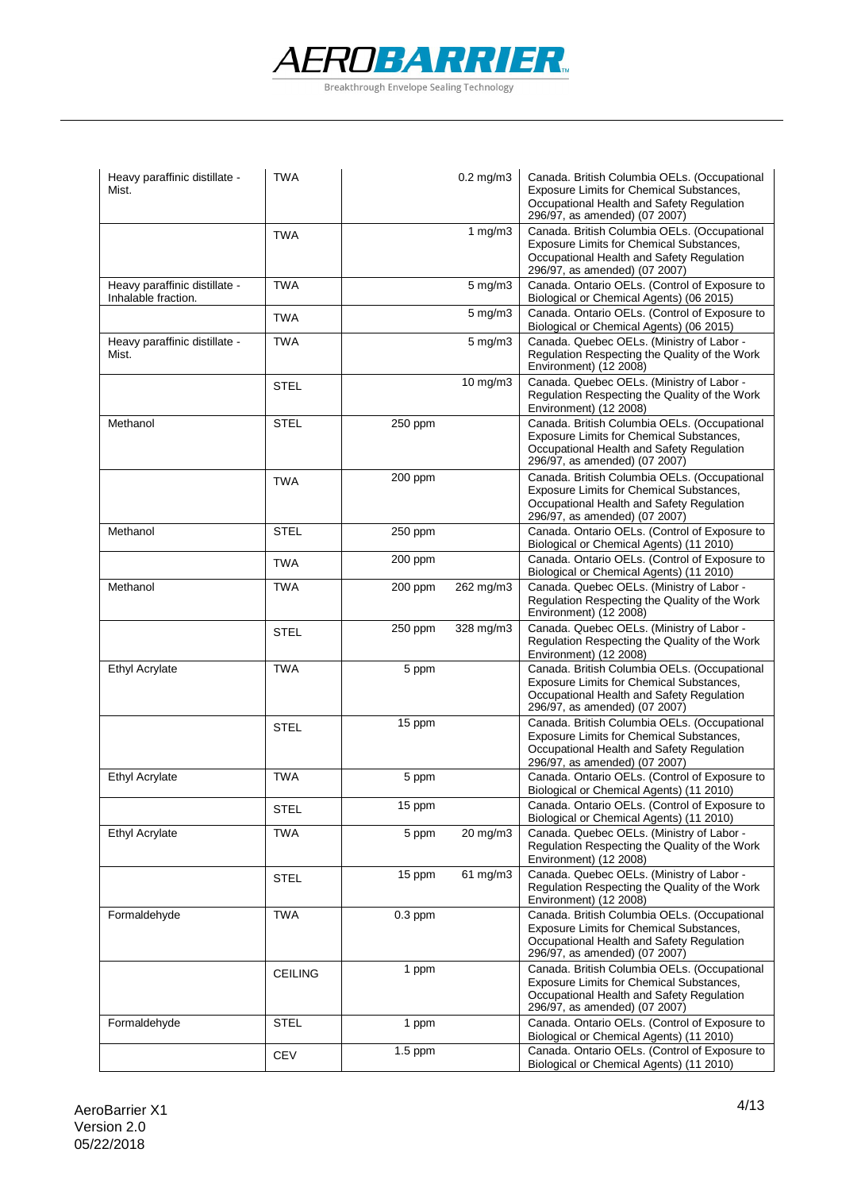| Heavy paraffinic distillate - Mist. | TWA | | 0.2 mg/m3 | Canada. British Columbia OELs. (Occupational Exposure Limits for Chemical Substances, Occupational Health and Safety Regulation 296/97, as amended) (07 2007) |
|---|---|---|---|---|
| | TWA | | 1 mg/m3 | Canada. British Columbia OELs. (Occupational Exposure Limits for Chemical Substances, Occupational Health and Safety Regulation 296/97, as amended) (07 2007) |
| Heavy paraffinic distillate - Inhalable fraction. | TWA | | 5 mg/m3 | Canada. Ontario OELs. (Control of Exposure to Biological or Chemical Agents) (06 2015) |
| | TWA | | 5 mg/m3 | Canada. Ontario OELs. (Control of Exposure to Biological or Chemical Agents) (06 2015) |
| Heavy paraffinic distillate - Mist. | TWA | | 5 mg/m3 | Canada. Quebec OELs. (Ministry of Labor - Regulation Respecting the Quality of the Work Environment) (12 2008) |
| | STEL | | 10 mg/m3 | Canada. Quebec OELs. (Ministry of Labor - Regulation Respecting the Quality of the Work Environment) (12 2008) |
| Methanol | STEL | 250 ppm | | Canada. British Columbia OELs. (Occupational Exposure Limits for Chemical Substances, Occupational Health and Safety Regulation 296/97, as amended) (07 2007) |
| | TWA | 200 ppm | | Canada. British Columbia OELs. (Occupational Exposure Limits for Chemical Substances, Occupational Health and Safety Regulation 296/97, as amended) (07 2007) |
| Methanol | STEL | 250 ppm | | Canada. Ontario OELs. (Control of Exposure to Biological or Chemical Agents) (11 2010) |
| | TWA | 200 ppm | | Canada. Ontario OELs. (Control of Exposure to Biological or Chemical Agents) (11 2010) |
| Methanol | TWA | 200 ppm | 262 mg/m3 | Canada. Quebec OELs. (Ministry of Labor - Regulation Respecting the Quality of the Work Environment) (12 2008) |
| | STEL | 250 ppm | 328 mg/m3 | Canada. Quebec OELs. (Ministry of Labor - Regulation Respecting the Quality of the Work Environment) (12 2008) |
| Ethyl Acrylate | TWA | 5 ppm | | Canada. British Columbia OELs. (Occupational Exposure Limits for Chemical Substances, Occupational Health and Safety Regulation 296/97, as amended) (07 2007) |
| | STEL | 15 ppm | | Canada. British Columbia OELs. (Occupational Exposure Limits for Chemical Substances, Occupational Health and Safety Regulation 296/97, as amended) (07 2007) |
| Ethyl Acrylate | TWA | 5 ppm | | Canada. Ontario OELs. (Control of Exposure to Biological or Chemical Agents) (11 2010) |
| | STEL | 15 ppm | | Canada. Ontario OELs. (Control of Exposure to Biological or Chemical Agents) (11 2010) |
| Ethyl Acrylate | TWA | 5 ppm | 20 mg/m3 | Canada. Quebec OELs. (Ministry of Labor - Regulation Respecting the Quality of the Work Environment) (12 2008) |
| | STEL | 15 ppm | 61 mg/m3 | Canada. Quebec OELs. (Ministry of Labor - Regulation Respecting the Quality of the Work Environment) (12 2008) |
| Formaldehyde | TWA | 0.3 ppm | | Canada. British Columbia OELs. (Occupational Exposure Limits for Chemical Substances, Occupational Health and Safety Regulation 296/97, as amended) (07 2007) |
| | CEILING | 1 ppm | | Canada. British Columbia OELs. (Occupational Exposure Limits for Chemical Substances, Occupational Health and Safety Regulation 296/97, as amended) (07 2007) |
| Formaldehyde | STEL | 1 ppm | | Canada. Ontario OELs. (Control of Exposure to Biological or Chemical Agents) (11 2010) |
| | CEV | 1.5 ppm | | Canada. Ontario OELs. (Control of Exposure to Biological or Chemical Agents) (11 2010) |

AeroBarrier X1
Version 2.0
05/22/2018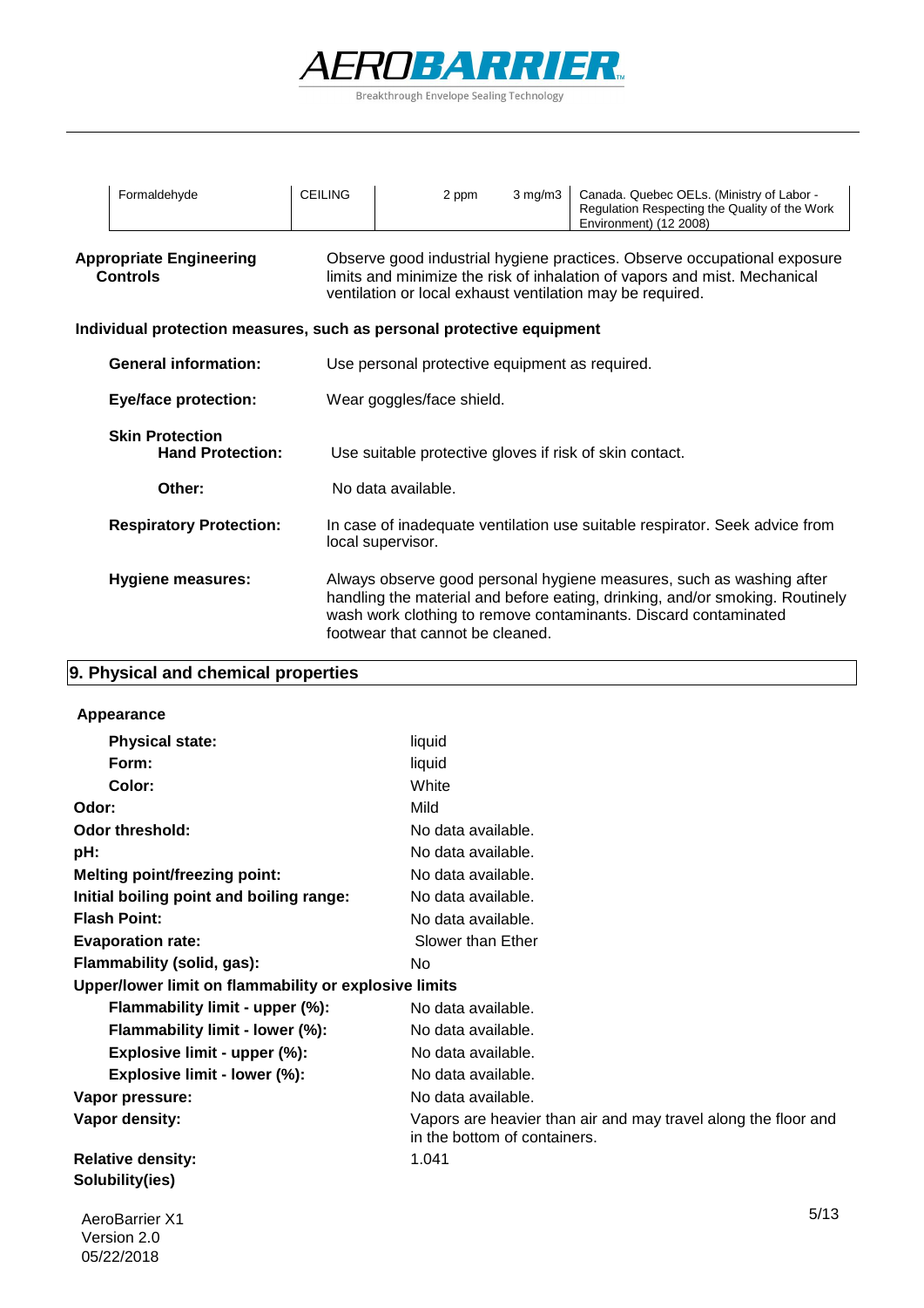| Formaldehyde | CEILING | 2 ppm | 3 mg/m3 | Canada. Quebec OELs. (Ministry of Labor - Regulation Respecting the Quality of the Work Environment) (12 2008) |
|---|---|---|---|---|

**Appropriate Engineering Controls**

Observe good industrial hygiene practices. Observe occupational exposure limits and minimize the risk of inhalation of vapors and mist. Mechanical ventilation or local exhaust ventilation may be required.

**Individual protection measures, such as personal protective equipment**

**General information:** Use personal protective equipment as required.

**Eye/face protection:** Wear goggles/face shield.

**Skin Protection**

**Hand Protection:** Use suitable protective gloves if risk of skin contact.

**Other:** No data available.

**Respiratory Protection:** In case of inadequate ventilation use suitable respirator. Seek advice from local supervisor.

**Hygiene measures:** Always observe good personal hygiene measures, such as washing after handling the material and before eating, drinking, and/or smoking. Routinely wash work clothing to remove contaminants. Discard contaminated footwear that cannot be cleaned.

## 9. Physical and chemical properties

**Appearance**

| | |
|---|---|
| **Physical state:** | liquid |
| **Form:** | liquid |
| **Color:** | White |
| **Odor:** | Mild |
| **Odor threshold:** | No data available. |
| **pH:** | No data available. |
| **Melting point/freezing point:** | No data available. |
| **Initial boiling point and boiling range:** | No data available. |
| **Flash Point:** | No data available. |
| **Evaporation rate:** | Slower than Ether |
| **Flammability (solid, gas):** | No |
| **Upper/lower limit on flammability or explosive limits** | |
| **Flammability limit - upper (%):** | No data available. |
| **Flammability limit - lower (%):** | No data available. |
| **Explosive limit - upper (%):** | No data available. |
| **Explosive limit - lower (%):** | No data available. |
| **Vapor pressure:** | No data available. |
| **Vapor density:** | Vapors are heavier than air and may travel along the floor and in the bottom of containers. |
| **Relative density:** | 1.041 |
| **Solubility(ies)** | |

AeroBarrier X1
Version 2.0
05/22/2018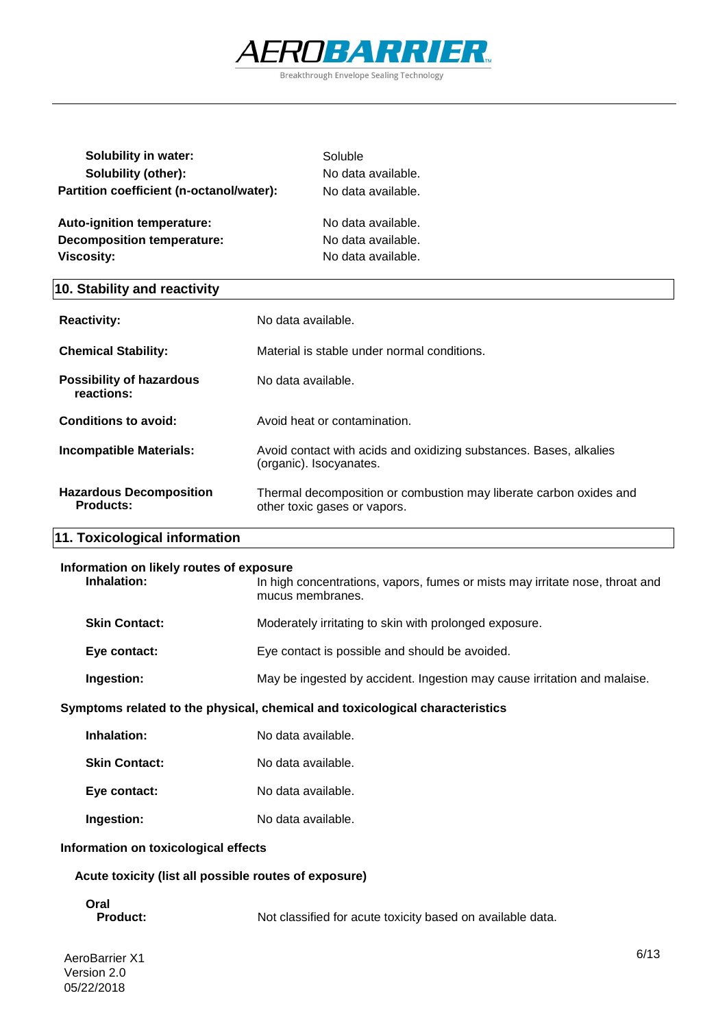| | |
|---|---|
| **Solubility in water:** | Soluble |
| **Solubility (other):** | No data available. |
| **Partition coefficient (n-octanol/water):** | No data available. |
| **Auto-ignition temperature:** | No data available. |
| **Decomposition temperature:** | No data available. |
| **Viscosity:** | No data available. |

## 10. Stability and reactivity

| | |
|---|---|
| **Reactivity:** | No data available. |
| **Chemical Stability:** | Material is stable under normal conditions. |
| **Possibility of hazardous reactions:** | No data available. |
| **Conditions to avoid:** | Avoid heat or contamination. |
| **Incompatible Materials:** | Avoid contact with acids and oxidizing substances. Bases, alkalies (organic). Isocyanates. |
| **Hazardous Decomposition Products:** | Thermal decomposition or combustion may liberate carbon oxides and other toxic gases or vapors. |

## 11. Toxicological information

**Information on likely routes of exposure**

| | |
|---|---|
| **Inhalation:** | In high concentrations, vapors, fumes or mists may irritate nose, throat and mucus membranes. |
| **Skin Contact:** | Moderately irritating to skin with prolonged exposure. |
| **Eye contact:** | Eye contact is possible and should be avoided. |
| **Ingestion:** | May be ingested by accident. Ingestion may cause irritation and malaise. |

**Symptoms related to the physical, chemical and toxicological characteristics**

| | |
|---|---|
| **Inhalation:** | No data available. |
| **Skin Contact:** | No data available. |
| **Eye contact:** | No data available. |
| **Ingestion:** | No data available. |

**Information on toxicological effects**

**Acute toxicity (list all possible routes of exposure)**

**Oral**

| | |
|---|---|
| **Product:** | Not classified for acute toxicity based on available data. |

AeroBarrier X1
Version 2.0
05/22/2018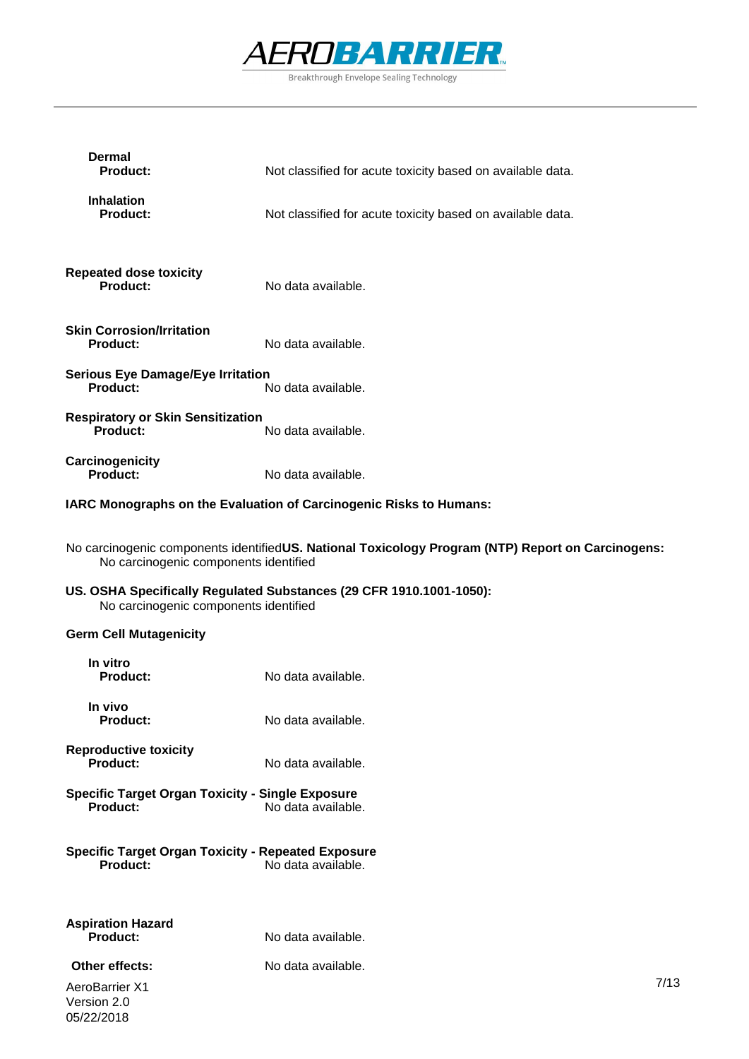**Dermal**

**Product:** Not classified for acute toxicity based on available data.

**Inhalation**

**Product:** Not classified for acute toxicity based on available data.

**Repeated dose toxicity**

**Product:** No data available.

**Skin Corrosion/Irritation**

**Product:** No data available.

**Serious Eye Damage/Eye Irritation**

**Product:** No data available.

**Respiratory or Skin Sensitization**

**Product:** No data available.

**Carcinogenicity**

**Product:** No data available.

**IARC Monographs on the Evaluation of Carcinogenic Risks to Humans:**

No carcinogenic components identified

**US. National Toxicology Program (NTP) Report on Carcinogens:**

No carcinogenic components identified

**US. OSHA Specifically Regulated Substances (29 CFR 1910.1001-1050):**

No carcinogenic components identified

**Germ Cell Mutagenicity**

**In vitro**

**Product:** No data available.

**In vivo**

**Product:** No data available.

**Reproductive toxicity**

**Product:** No data available.

**Specific Target Organ Toxicity - Single Exposure**

**Product:** No data available.

**Specific Target Organ Toxicity - Repeated Exposure**

**Product:** No data available.

**Aspiration Hazard**

**Product:** No data available.

**Other effects:** No data available.

AeroBarrier X1
Version 2.0
05/22/2018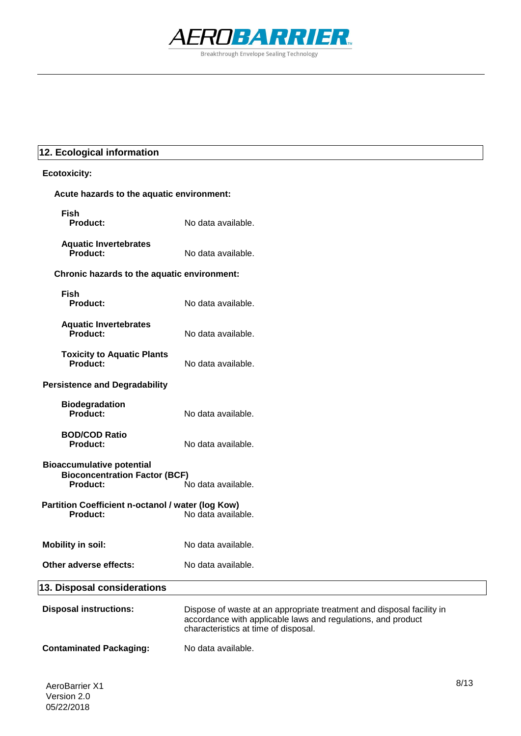## 12. Ecological information

**Ecotoxicity:**

**Acute hazards to the aquatic environment:**

**Fish**
**Product:** No data available.

**Aquatic Invertebrates**
**Product:** No data available.

**Chronic hazards to the aquatic environment:**

**Fish**
**Product:** No data available.

**Aquatic Invertebrates**
**Product:** No data available.

**Toxicity to Aquatic Plants**
**Product:** No data available.

**Persistence and Degradability**

**Biodegradation**
**Product:** No data available.

**BOD/COD Ratio**
**Product:** No data available.

**Bioaccumulative potential**
**Bioconcentration Factor (BCF)**
**Product:** No data available.

**Partition Coefficient n-octanol / water (log Kow)**
**Product:** No data available.

**Mobility in soil:** No data available.

**Other adverse effects:** No data available.

## 13. Disposal considerations

**Disposal instructions:** Dispose of waste at an appropriate treatment and disposal facility in accordance with applicable laws and regulations, and product characteristics at time of disposal.

**Contaminated Packaging:** No data available.

AeroBarrier X1
Version 2.0
05/22/2018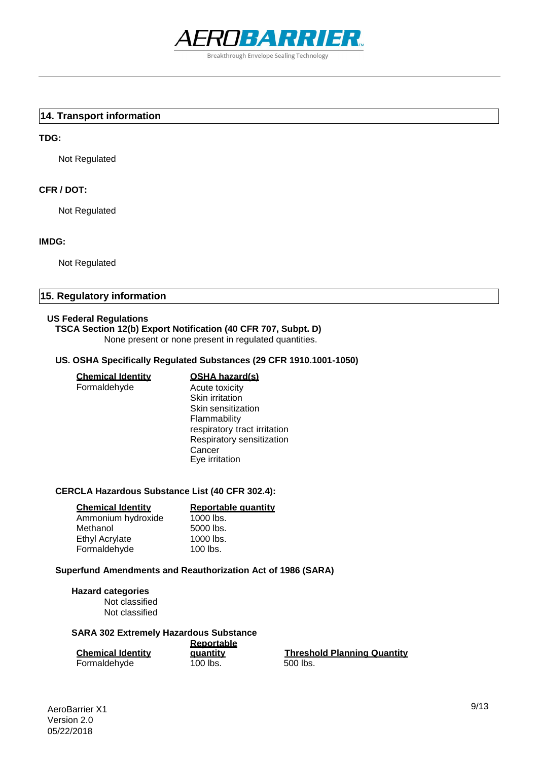## 14. Transport information

**TDG:**

Not Regulated

**CFR / DOT:**

Not Regulated

**IMDG:**

Not Regulated

## 15. Regulatory information

**US Federal Regulations**

**TSCA Section 12(b) Export Notification (40 CFR 707, Subpt. D)**

None present or none present in regulated quantities.

**US. OSHA Specifically Regulated Substances (29 CFR 1910.1001-1050)**

| Chemical Identity | OSHA hazard(s) |
|---|---|
| Formaldehyde | Acute toxicity<br>Skin irritation<br>Skin sensitization<br>Flammability<br>respiratory tract irritation<br>Respiratory sensitization<br>Cancer<br>Eye irritation |

**CERCLA Hazardous Substance List (40 CFR 302.4):**

| Chemical Identity | Reportable quantity |
|---|---|
| Ammonium hydroxide | 1000 lbs. |
| Methanol | 5000 lbs. |
| Ethyl Acrylate | 1000 lbs. |
| Formaldehyde | 100 lbs. |

**Superfund Amendments and Reauthorization Act of 1986 (SARA)**

**Hazard categories**

Not classified
Not classified

**SARA 302 Extremely Hazardous Substance**

| Chemical Identity | Reportable quantity | Threshold Planning Quantity |
|---|---|---|
| Formaldehyde | 100 lbs. | 500 lbs. |

AeroBarrier X1
Version 2.0
05/22/2018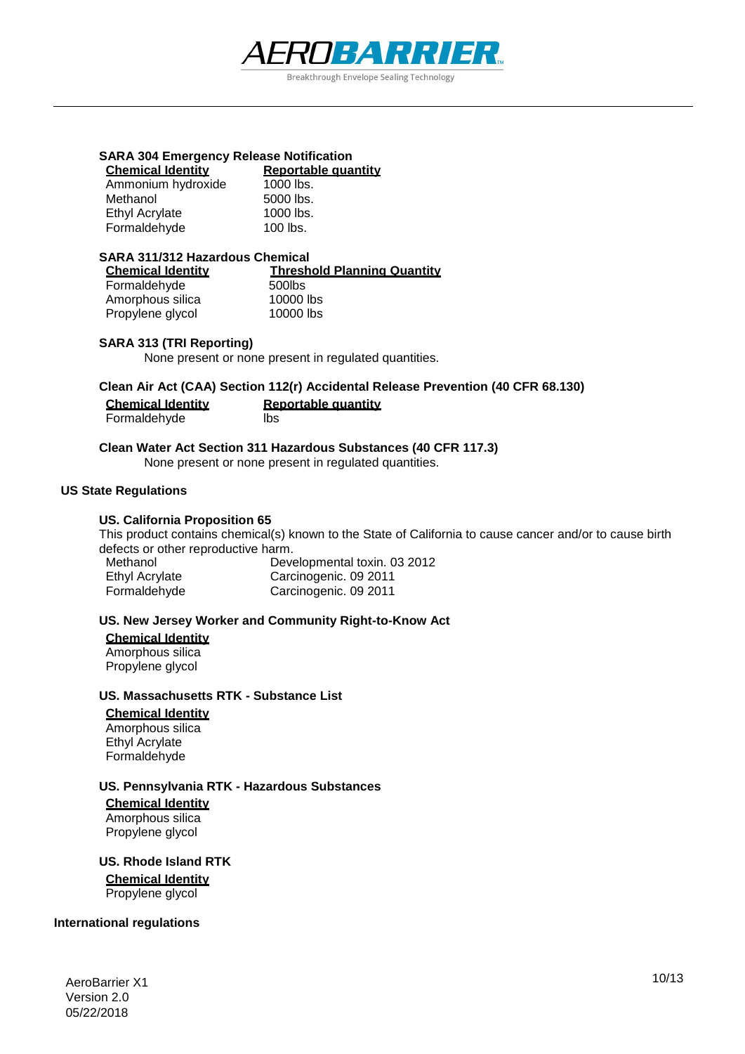### SARA 304 Emergency Release Notification

| Chemical Identity | Reportable quantity |
|---|---|
| Ammonium hydroxide | 1000 lbs. |
| Methanol | 5000 lbs. |
| Ethyl Acrylate | 1000 lbs. |
| Formaldehyde | 100 lbs. |

### SARA 311/312 Hazardous Chemical

| Chemical Identity | Threshold Planning Quantity |
|---|---|
| Formaldehyde | 500lbs |
| Amorphous silica | 10000 lbs |
| Propylene glycol | 10000 lbs |

### SARA 313 (TRI Reporting)

None present or none present in regulated quantities.

### Clean Air Act (CAA) Section 112(r) Accidental Release Prevention (40 CFR 68.130)

| Chemical Identity | Reportable quantity |
|---|---|
| Formaldehyde | lbs |

### Clean Water Act Section 311 Hazardous Substances (40 CFR 117.3)

None present or none present in regulated quantities.

## US State Regulations

### US. California Proposition 65

This product contains chemical(s) known to the State of California to cause cancer and/or to cause birth defects or other reproductive harm.

| | |
|---|---|
| Methanol | Developmental toxin. 03 2012 |
| Ethyl Acrylate | Carcinogenic. 09 2011 |
| Formaldehyde | Carcinogenic. 09 2011 |

### US. New Jersey Worker and Community Right-to-Know Act

**Chemical Identity**

Amorphous silica
Propylene glycol

### US. Massachusetts RTK - Substance List

**Chemical Identity**

Amorphous silica
Ethyl Acrylate
Formaldehyde

### US. Pennsylvania RTK - Hazardous Substances

**Chemical Identity**

Amorphous silica
Propylene glycol

### US. Rhode Island RTK

**Chemical Identity**

Propylene glycol

## International regulations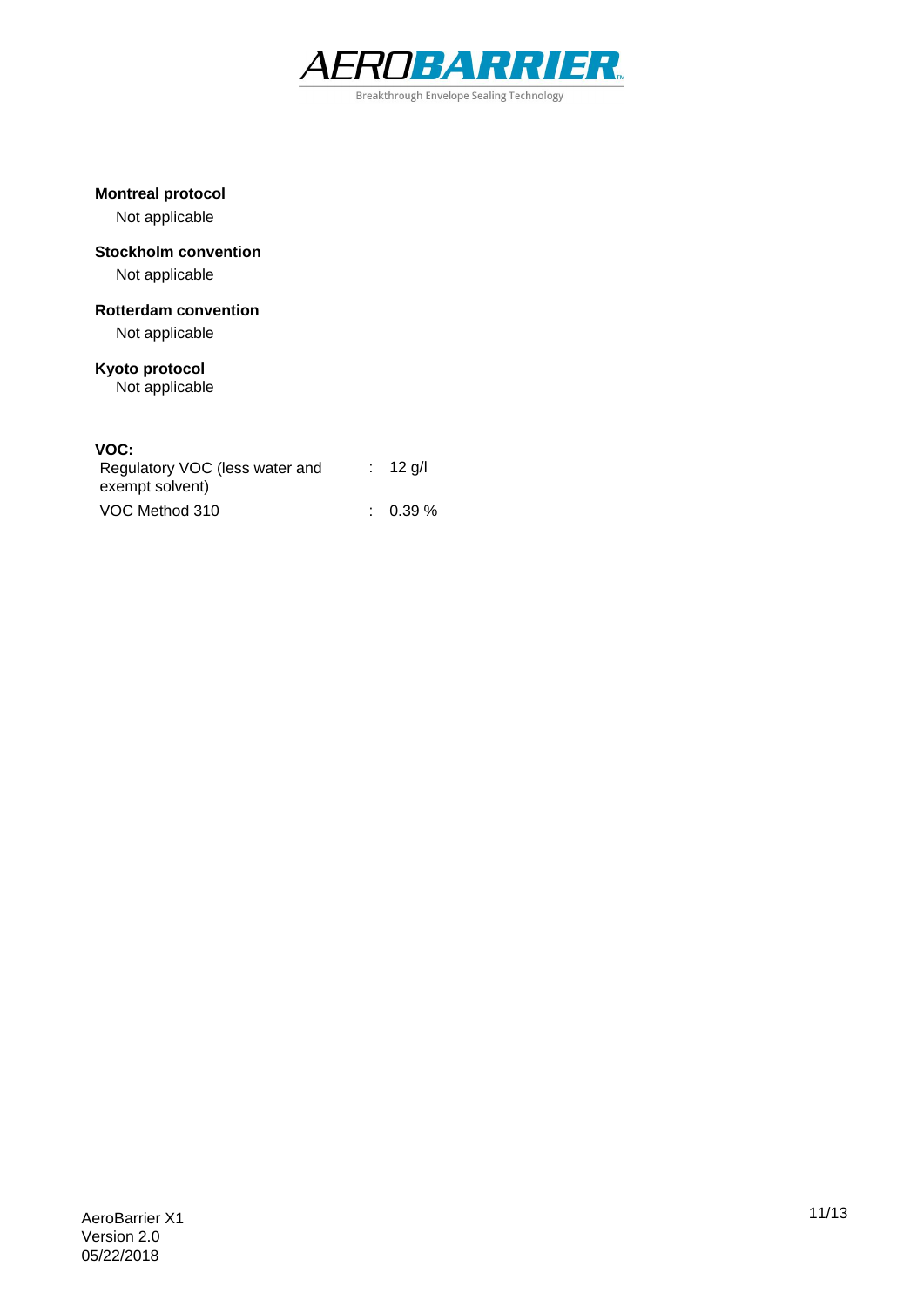**Montreal protocol**

Not applicable

**Stockholm convention**

Not applicable

**Rotterdam convention**

Not applicable

**Kyoto protocol**

Not applicable

**VOC:**

| | | |
|---|---|---|
| Regulatory VOC (less water and exempt solvent) | : | 12 g/l |
| VOC Method 310 | : | 0.39 % |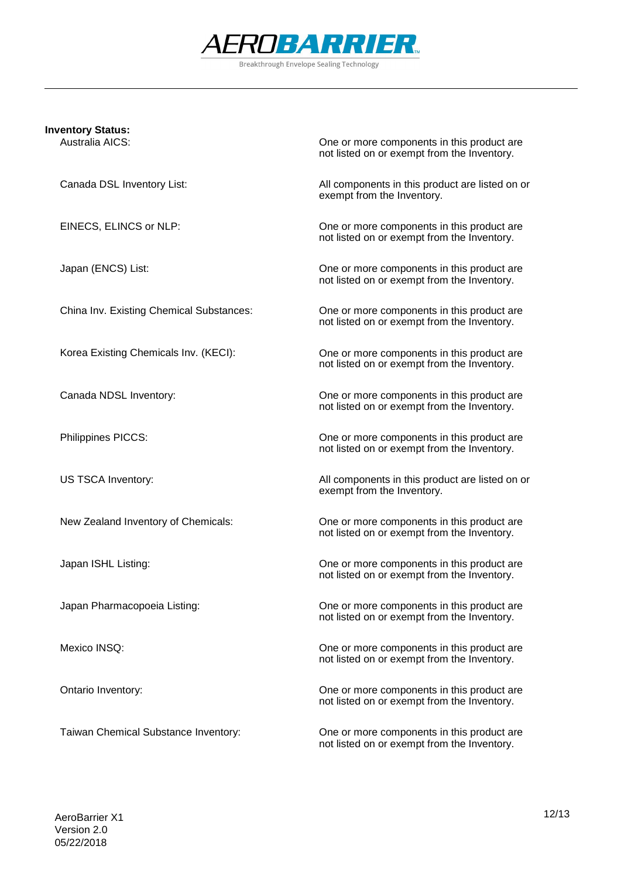**Inventory Status:**

| | |
|---|---|
| Australia AICS: | One or more components in this product are not listed on or exempt from the Inventory. |
| Canada DSL Inventory List: | All components in this product are listed on or exempt from the Inventory. |
| EINECS, ELINCS or NLP: | One or more components in this product are not listed on or exempt from the Inventory. |
| Japan (ENCS) List: | One or more components in this product are not listed on or exempt from the Inventory. |
| China Inv. Existing Chemical Substances: | One or more components in this product are not listed on or exempt from the Inventory. |
| Korea Existing Chemicals Inv. (KECI): | One or more components in this product are not listed on or exempt from the Inventory. |
| Canada NDSL Inventory: | One or more components in this product are not listed on or exempt from the Inventory. |
| Philippines PICCS: | One or more components in this product are not listed on or exempt from the Inventory. |
| US TSCA Inventory: | All components in this product are listed on or exempt from the Inventory. |
| New Zealand Inventory of Chemicals: | One or more components in this product are not listed on or exempt from the Inventory. |
| Japan ISHL Listing: | One or more components in this product are not listed on or exempt from the Inventory. |
| Japan Pharmacopoeia Listing: | One or more components in this product are not listed on or exempt from the Inventory. |
| Mexico INSQ: | One or more components in this product are not listed on or exempt from the Inventory. |
| Ontario Inventory: | One or more components in this product are not listed on or exempt from the Inventory. |
| Taiwan Chemical Substance Inventory: | One or more components in this product are not listed on or exempt from the Inventory. |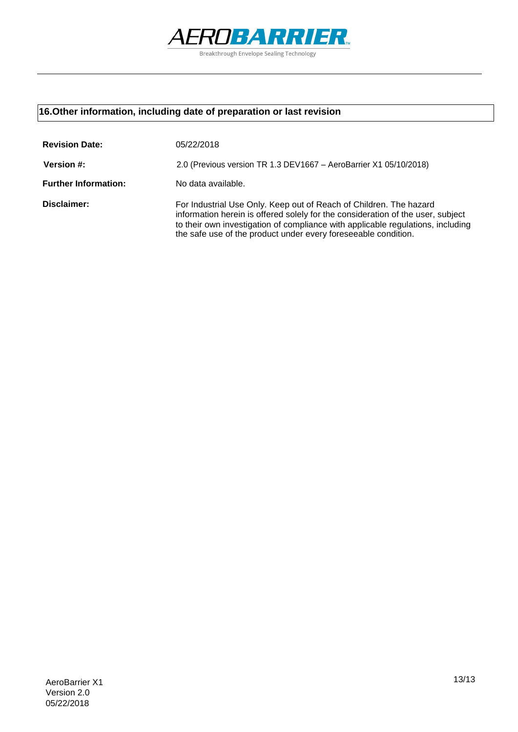## 16.Other information, including date of preparation or last revision

**Revision Date:** 05/22/2018

**Version #:** 2.0 (Previous version TR 1.3 DEV1667 – AeroBarrier X1 05/10/2018)

**Further Information:** No data available.

**Disclaimer:** For Industrial Use Only. Keep out of Reach of Children. The hazard information herein is offered solely for the consideration of the user, subject to their own investigation of compliance with applicable regulations, including the safe use of the product under every foreseeable condition.